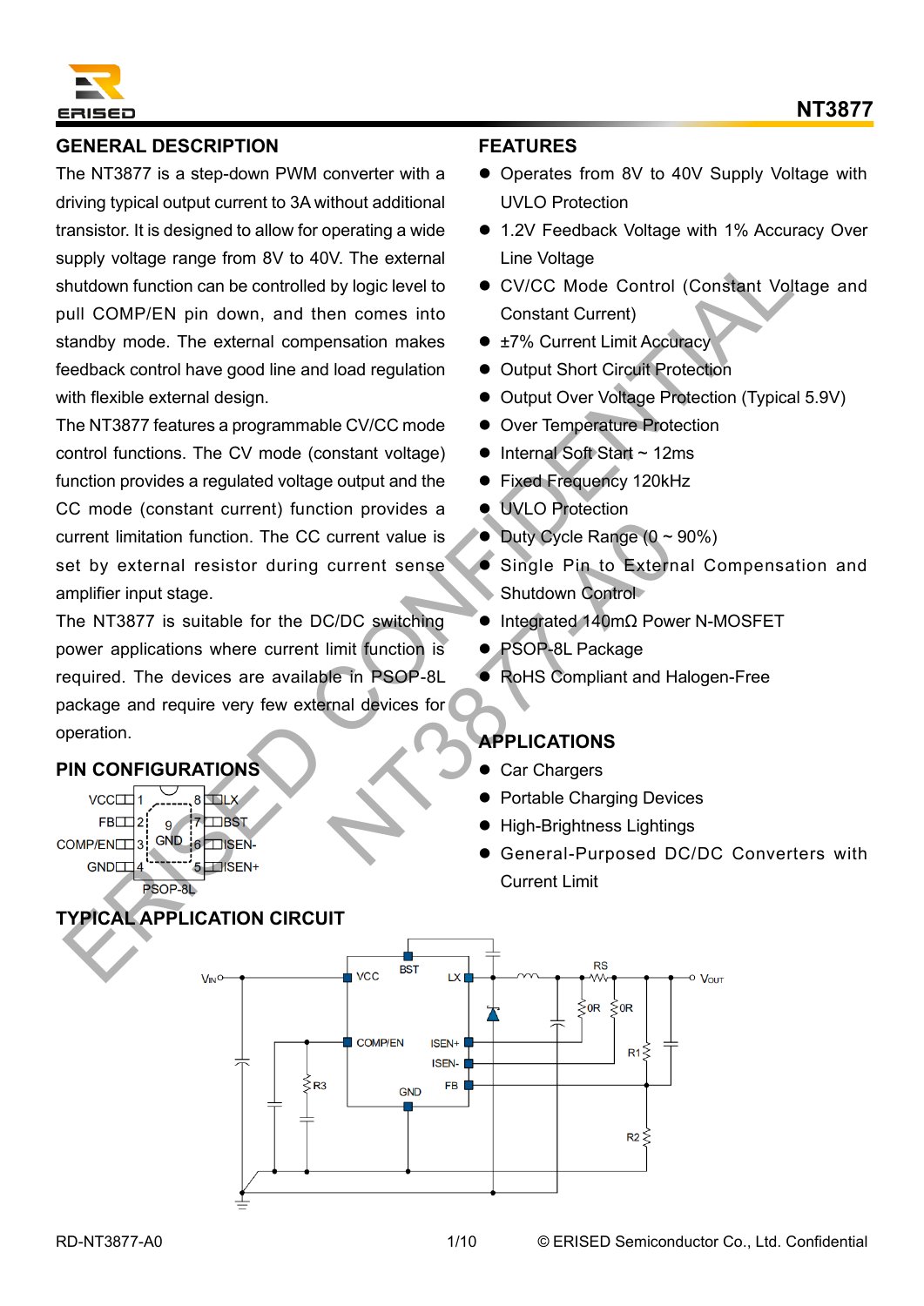# NT3877

## GENERAL DESCRIPTION

The NT3877 is a step-down PWM converter with a driving typical output current to 3A without additional transistor. It is designed to allow for operating a wide supply voltage range from 8V to 40V. The external shutdown function can be controlled by logic level to pull COMP/EN pin down, and then comes into standby mode. The external compensation makes feedback control have good line and load regulation with flexible external design.

The NT3877 features a programmable CV/CC mode control functions. The CV mode (constant voltage) function provides a regulated voltage output and the CC mode (constant current) function provides a current limitation function. The CC current value is set by external resistor during current sense amplifier input stage.

The NT3877 is suitable for the DC/DC switching power applications where current limit function is required. The devices are available in PSOP-8L package and require very few external devices for operation.

## PIN CONFIGURATIONS

VCC 1, FB 2, COMP/EN 3, GND 4, LX 8, BST 7, ISEN- 6, ISEN+ 5, GND 9

PSOP-8L

## FEATURES

- Operates from 8V to 40V Supply Voltage with UVLO Protection
- 1.2V Feedback Voltage with 1% Accuracy Over Line Voltage
- CV/CC Mode Control (Constant Voltage and Constant Current)
- ±7% Current Limit Accuracy
- Output Short Circuit Protection
- Output Over Voltage Protection (Typical 5.9V)
- Over Temperature Protection
- Internal Soft Start ~ 12ms
- Fixed Frequency 120kHz
- UVLO Protection
- Duty Cycle Range (0 ~ 90%)
- Single Pin to External Compensation and Shutdown Control
- Integrated 140mΩ Power N-MOSFET
- PSOP-8L Package
- RoHS Compliant and Halogen-Free

## APPLICATIONS

- Car Chargers
- Portable Charging Devices
- High-Brightness Lightings
- General-Purposed DC/DC Converters with Current Limit

## TYPICAL APPLICATION CIRCUIT

$V_{IN}$, VCC, BST, LX, RS, $V_{OUT}$, 0R, 0R, COMP/EN, ISEN+, ISEN-, R1, R3, GND, FB, R2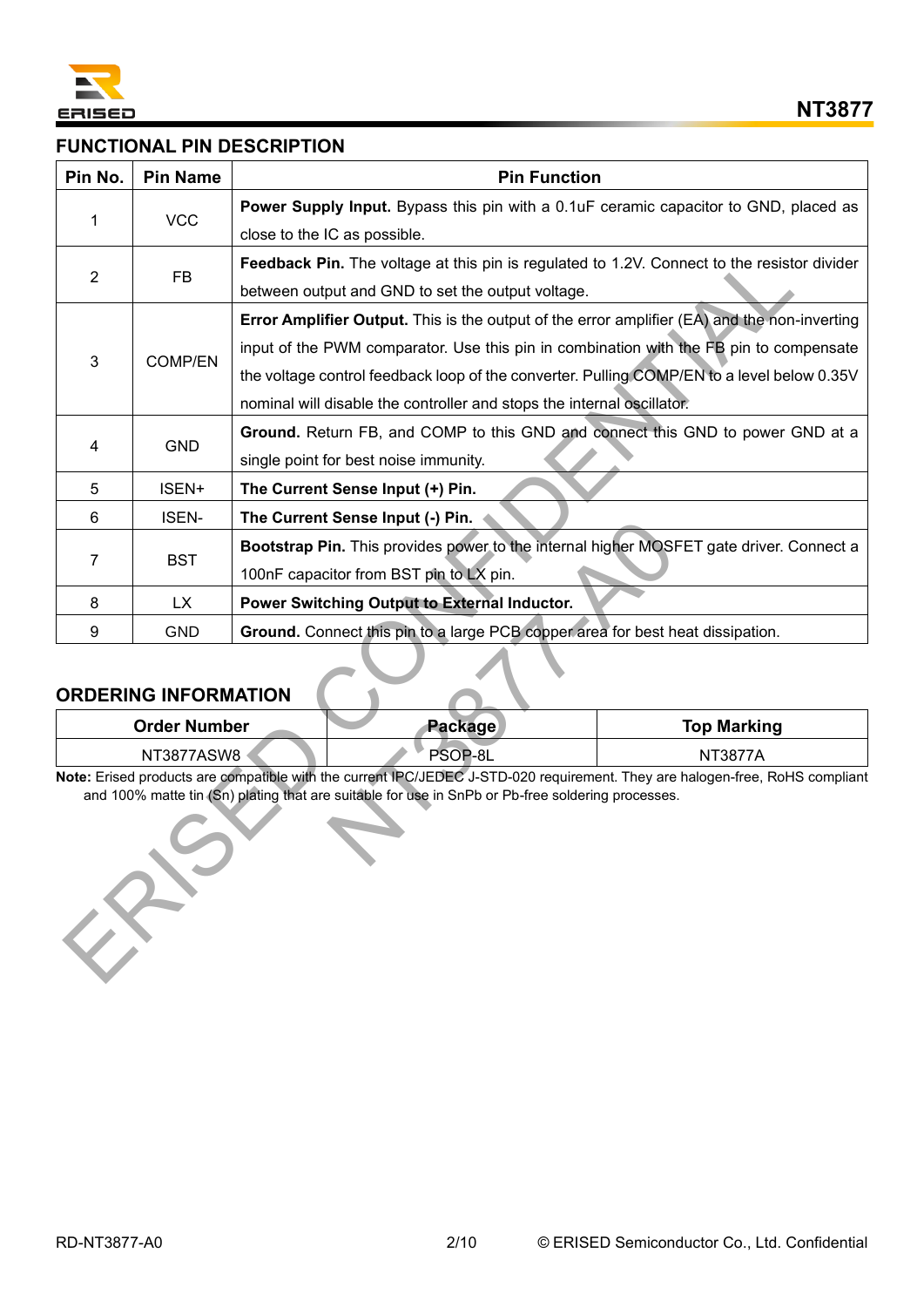## FUNCTIONAL PIN DESCRIPTION

| Pin No. | Pin Name | Pin Function |
|---|---|---|
| 1 | VCC | **Power Supply Input.** Bypass this pin with a 0.1uF ceramic capacitor to GND, placed as close to the IC as possible. |
| 2 | FB | **Feedback Pin.** The voltage at this pin is regulated to 1.2V. Connect to the resistor divider between output and GND to set the output voltage. |
| 3 | COMP/EN | **Error Amplifier Output.** This is the output of the error amplifier (EA) and the non-inverting input of the PWM comparator. Use this pin in combination with the FB pin to compensate the voltage control feedback loop of the converter. Pulling COMP/EN to a level below 0.35V nominal will disable the controller and stops the internal oscillator. |
| 4 | GND | **Ground.** Return FB, and COMP to this GND and connect this GND to power GND at a single point for best noise immunity. |
| 5 | ISEN+ | **The Current Sense Input (+) Pin.** |
| 6 | ISEN- | **The Current Sense Input (-) Pin.** |
| 7 | BST | **Bootstrap Pin.** This provides power to the internal higher MOSFET gate driver. Connect a 100nF capacitor from BST pin to LX pin. |
| 8 | LX | **Power Switching Output to External Inductor.** |
| 9 | GND | **Ground.** Connect this pin to a large PCB copper area for best heat dissipation. |

## ORDERING INFORMATION

| Order Number | Package | Top Marking |
|---|---|---|
| NT3877ASW8 | PSOP-8L | NT3877A |

**Note:** Erised products are compatible with the current IPC/JEDEC J-STD-020 requirement. They are halogen-free, RoHS compliant and 100% matte tin (Sn) plating that are suitable for use in SnPb or Pb-free soldering processes.